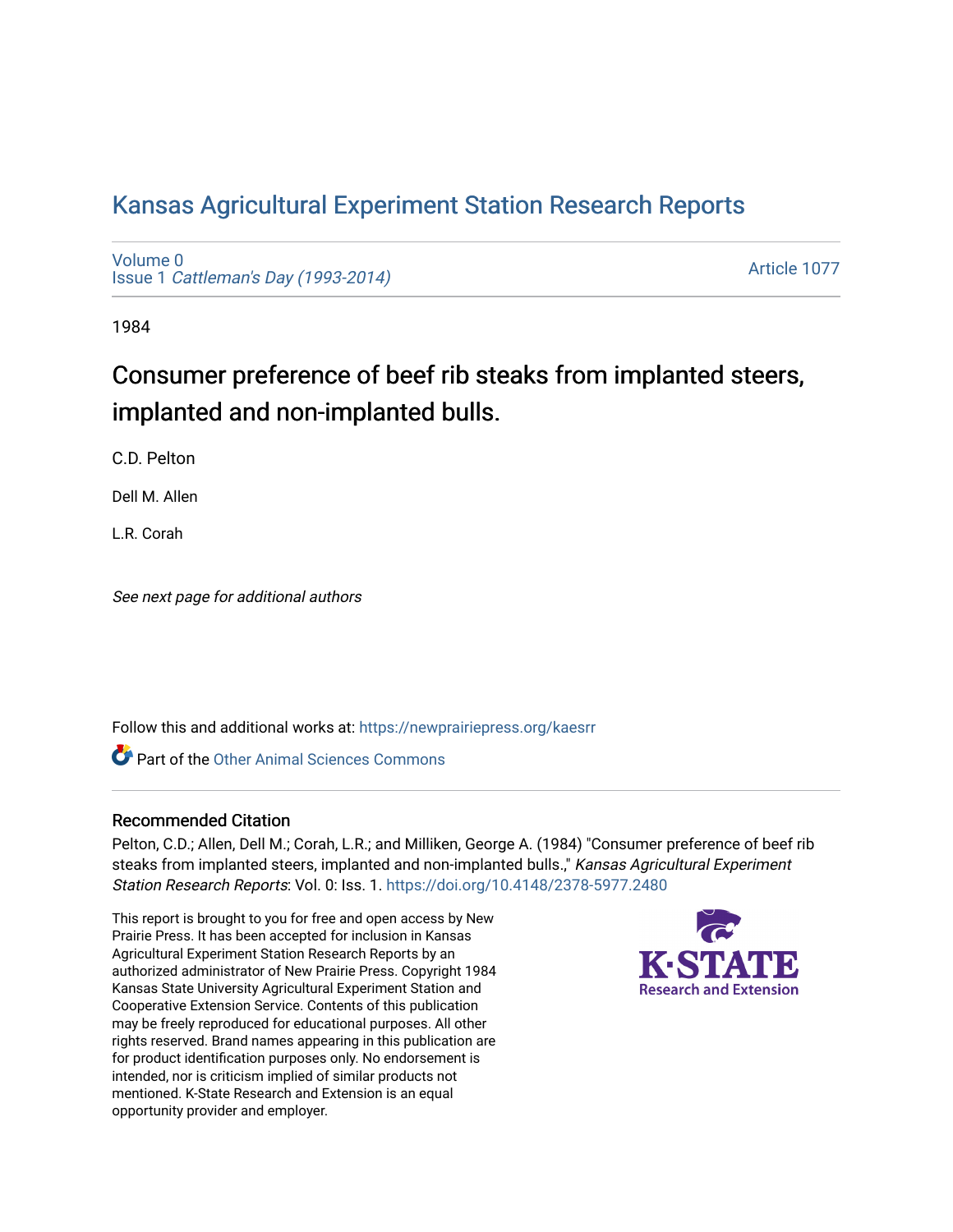# Kansas Agricultural Experiment Station Research Reports

Volume 0
Issue 1 *Cattleman's Day (1993-2014)*

Article 1077

1984

## Consumer preference of beef rib steaks from implanted steers, implanted and non-implanted bulls.

C.D. Pelton

Dell M. Allen

L.R. Corah

*See next page for additional authors*

Follow this and additional works at: https://newprairiepress.org/kaesrr

Part of the Other Animal Sciences Commons

### Recommended Citation

Pelton, C.D.; Allen, Dell M.; Corah, L.R.; and Milliken, George A. (1984) "Consumer preference of beef rib steaks from implanted steers, implanted and non-implanted bulls.," *Kansas Agricultural Experiment Station Research Reports*: Vol. 0: Iss. 1. https://doi.org/10.4148/2378-5977.2480

This report is brought to you for free and open access by New Prairie Press. It has been accepted for inclusion in Kansas Agricultural Experiment Station Research Reports by an authorized administrator of New Prairie Press. Copyright 1984 Kansas State University Agricultural Experiment Station and Cooperative Extension Service. Contents of this publication may be freely reproduced for educational purposes. All other rights reserved. Brand names appearing in this publication are for product identification purposes only. No endorsement is intended, nor is criticism implied of similar products not mentioned. K-State Research and Extension is an equal opportunity provider and employer.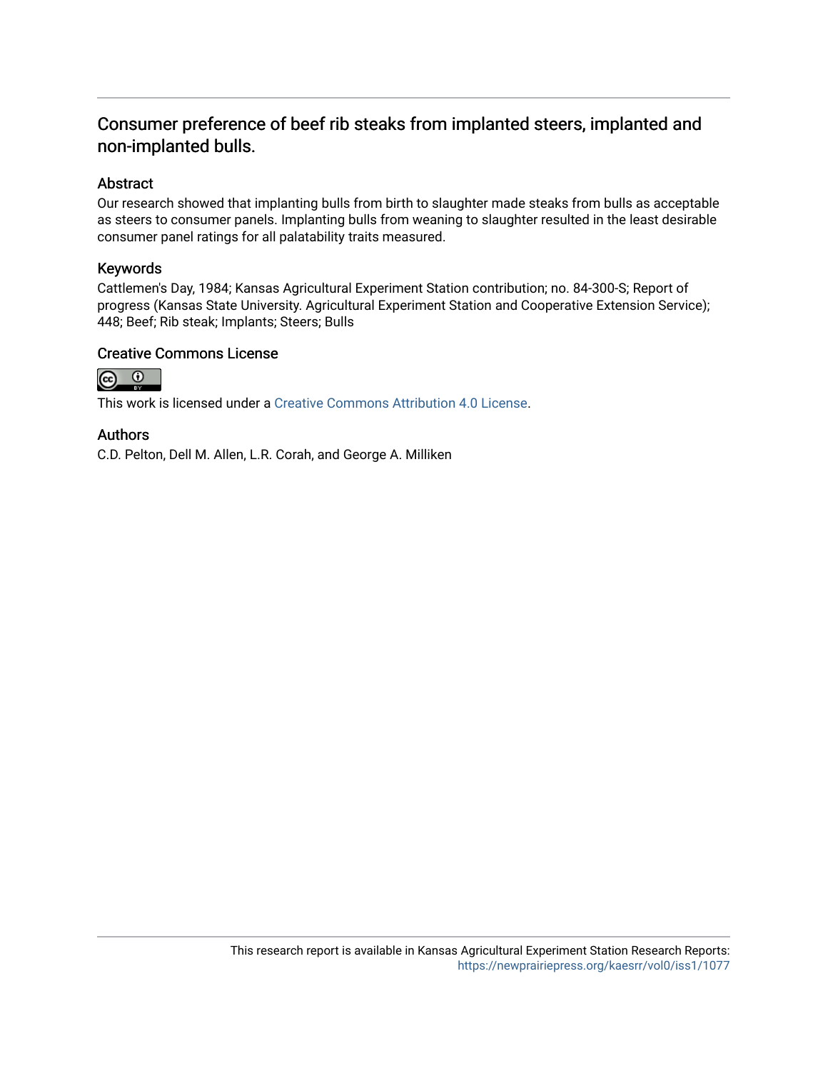# Consumer preference of beef rib steaks from implanted steers, implanted and non-implanted bulls.

## Abstract

Our research showed that implanting bulls from birth to slaughter made steaks from bulls as acceptable as steers to consumer panels. Implanting bulls from weaning to slaughter resulted in the least desirable consumer panel ratings for all palatability traits measured.

## Keywords

Cattlemen's Day, 1984; Kansas Agricultural Experiment Station contribution; no. 84-300-S; Report of progress (Kansas State University. Agricultural Experiment Station and Cooperative Extension Service); 448; Beef; Rib steak; Implants; Steers; Bulls

## Creative Commons License

This work is licensed under a Creative Commons Attribution 4.0 License.

## Authors

C.D. Pelton, Dell M. Allen, L.R. Corah, and George A. Milliken

This research report is available in Kansas Agricultural Experiment Station Research Reports: https://newprairiepress.org/kaesrr/vol0/iss1/1077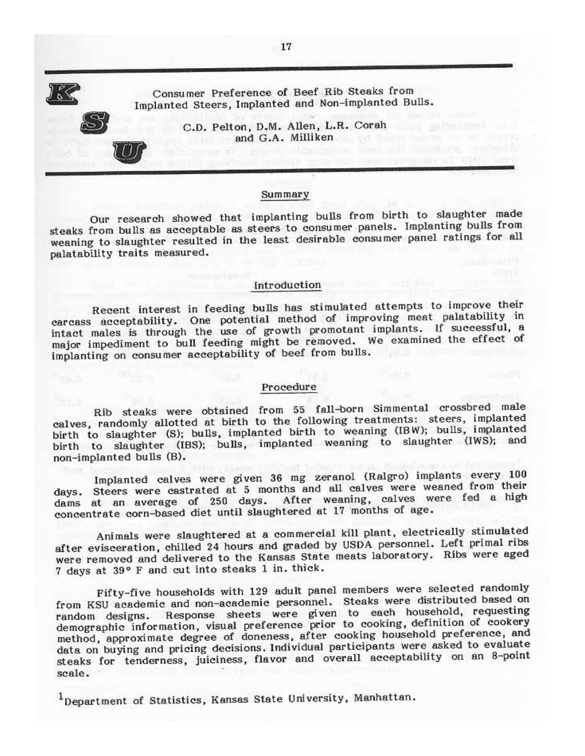# Consumer Preference of Beef Rib Steaks from Implanted Steers, Implanted and Non-implanted Bulls.

C.D. Pelton, D.M. Allen, L.R. Corah and G.A. Milliken[1]

## Summary

Our research showed that implanting bulls from birth to slaughter made steaks from bulls as acceptable as steers to consumer panels. Implanting bulls from weaning to slaughter resulted in the least desirable consumer panel ratings for all palatability traits measured.

## Introduction

Recent interest in feeding bulls has stimulated attempts to improve their carcass acceptability. One potential method of improving meat palatability in intact males is through the use of growth promotant implants. If successful, a major impediment to bull feeding might be removed. We examined the effect of implanting on consumer acceptability of beef from bulls.

## Procedure

Rib steaks were obtained from 55 fall-born Simmental crossbred male calves, randomly allotted at birth to the following treatments: steers, implanted birth to slaughter (S); bulls, implanted birth to weaning (IBW); bulls, implanted birth to slaughter (IBS); bulls, implanted weaning to slaughter (IWS); and non-implanted bulls (B).

Implanted calves were given 36 mg zeranol (Ralgro) implants every 100 days. Steers were castrated at 5 months and all calves were weaned from their dams at an average of 250 days. After weaning, calves were fed a high concentrate corn-based diet until slaughtered at 17 months of age.

Animals were slaughtered at a commercial kill plant, electrically stimulated after evisceration, chilled 24 hours and graded by USDA personnel. Left primal ribs were removed and delivered to the Kansas State meats laboratory. Ribs were aged 7 days at 39° F and cut into steaks 1 in. thick.

Fifty-five households with 129 adult panel members were selected randomly from KSU academic and non-academic personnel. Steaks were distributed based on random designs. Response sheets were given to each household, requesting demographic information, visual preference prior to cooking, definition of cookery method, approximate degree of doneness, after cooking household preference, and data on buying and pricing decisions. Individual participants were asked to evaluate steaks for tenderness, juiciness, flavor and overall acceptability on an 8-point scale.

[1]Department of Statistics, Kansas State University, Manhattan.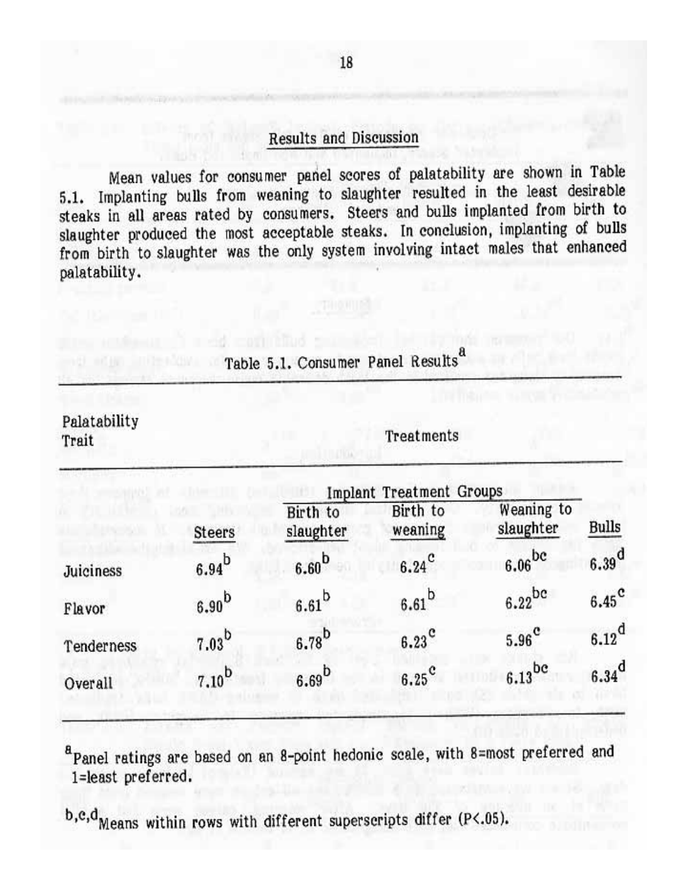## Results and Discussion

Mean values for consumer panel scores of palatability are shown in Table 5.1. Implanting bulls from weaning to slaughter resulted in the least desirable steaks in all areas rated by consumers. Steers and bulls implanted from birth to slaughter produced the most acceptable steaks. In conclusion, implanting of bulls from birth to slaughter was the only system involving intact males that enhanced palatability.

Table 5.1. Consumer Panel Results[a]

| Palatability Trait | Treatments | | | | |
|---|---|---|---|---|---|
| | | Implant Treatment Groups | | | |
| | Steers | Birth to slaughter | Birth to weaning | Weaning to slaughter | Bulls |
| Juiciness | 6.94[b] | 6.60[b] | 6.24[c] | 6.06[bc] | 6.39[d] |
| Flavor | 6.90[b] | 6.61[b] | 6.61[b] | 6.22[bc] | 6.45[c] |
| Tenderness | 7.03[b] | 6.78[b] | 6.23[c] | 5.96[c] | 6.12[d] |
| Overall | 7.10[b] | 6.69[b] | 6.25[c] | 6.13[bc] | 6.34[d] |

[a]Panel ratings are based on an 8-point hedonic scale, with 8=most preferred and 1=least preferred.

[b,c,d]Means within rows with different superscripts differ ($P<.05$).